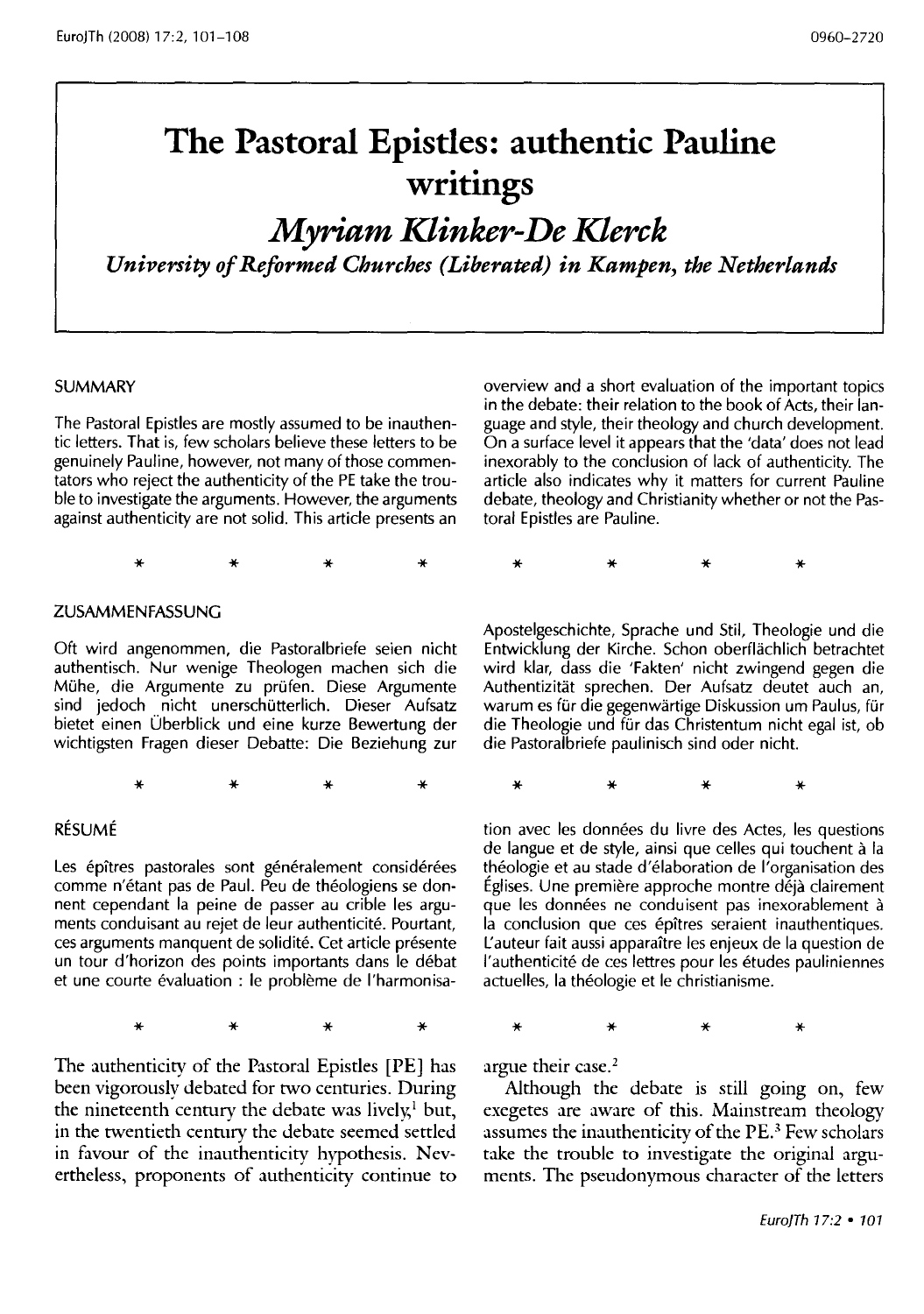# The Pastoral Epistles: authentic Pauline writings

## *Myriam Klinker-De Klerck*

***University of Reformed Churches (Liberated) in Kampen, the Netherlands***

### SUMMARY

The Pastoral Epistles are mostly assumed to be inauthentic letters. That is, few scholars believe these letters to be genuinely Pauline, however, not many of those commentators who reject the authenticity of the PE take the trouble to investigate the arguments. However, the arguments against authenticity are not solid. This article presents an overview and a short evaluation of the important topics in the debate: their relation to the book of Acts, their language and style, their theology and church development. On a surface level it appears that the 'data' does not lead inexorably to the conclusion of lack of authenticity. The article also indicates why it matters for current Pauline debate, theology and Christianity whether or not the Pastoral Epistles are Pauline.

\* \* \* \* \* \* \* \*

### ZUSAMMENFASSUNG

Oft wird angenommen, die Pastoralbriefe seien nicht authentisch. Nur wenige Theologen machen sich die Mühe, die Argumente zu prüfen. Diese Argumente sind jedoch nicht unerschütterlich. Dieser Aufsatz bietet einen Überblick und eine kurze Bewertung der wichtigsten Fragen dieser Debatte: Die Beziehung zur Apostelgeschichte, Sprache und Stil, Theologie und die Entwicklung der Kirche. Schon oberflächlich betrachtet wird klar, dass die 'Fakten' nicht zwingend gegen die Authentizität sprechen. Der Aufsatz deutet auch an, warum es für die gegenwärtige Diskussion um Paulus, für die Theologie und für das Christentum nicht egal ist, ob die Pastoralbriefe paulinisch sind oder nicht.

\* \* \* \* \* \* \* \*

### RÉSUMÉ

Les épîtres pastorales sont généralement considérées comme n'étant pas de Paul. Peu de théologiens se donnent cependant la peine de passer au crible les arguments conduisant au rejet de leur authenticité. Pourtant, ces arguments manquent de solidité. Cet article présente un tour d'horizon des points importants dans le débat et une courte évaluation : le problème de l'harmonisation avec les données du livre des Actes, les questions de langue et de style, ainsi que celles qui touchent à la théologie et au stade d'élaboration de l'organisation des Églises. Une première approche montre déjà clairement que les données ne conduisent pas inexorablement à la conclusion que ces épîtres seraient inauthentiques. L'auteur fait aussi apparaître les enjeux de la question de l'authenticité de ces lettres pour les études pauliniennes actuelles, la théologie et le christianisme.

\* \* \* \* \* \* \* \*

The authenticity of the Pastoral Epistles [PE] has been vigorously debated for two centuries. During the nineteenth century the debate was lively,[1] but, in the twentieth century the debate seemed settled in favour of the inauthenticity hypothesis. Nevertheless, proponents of authenticity continue to argue their case.[2]

Although the debate is still going on, few exegetes are aware of this. Mainstream theology assumes the inauthenticity of the PE.[3] Few scholars take the trouble to investigate the original arguments. The pseudonymous character of the letters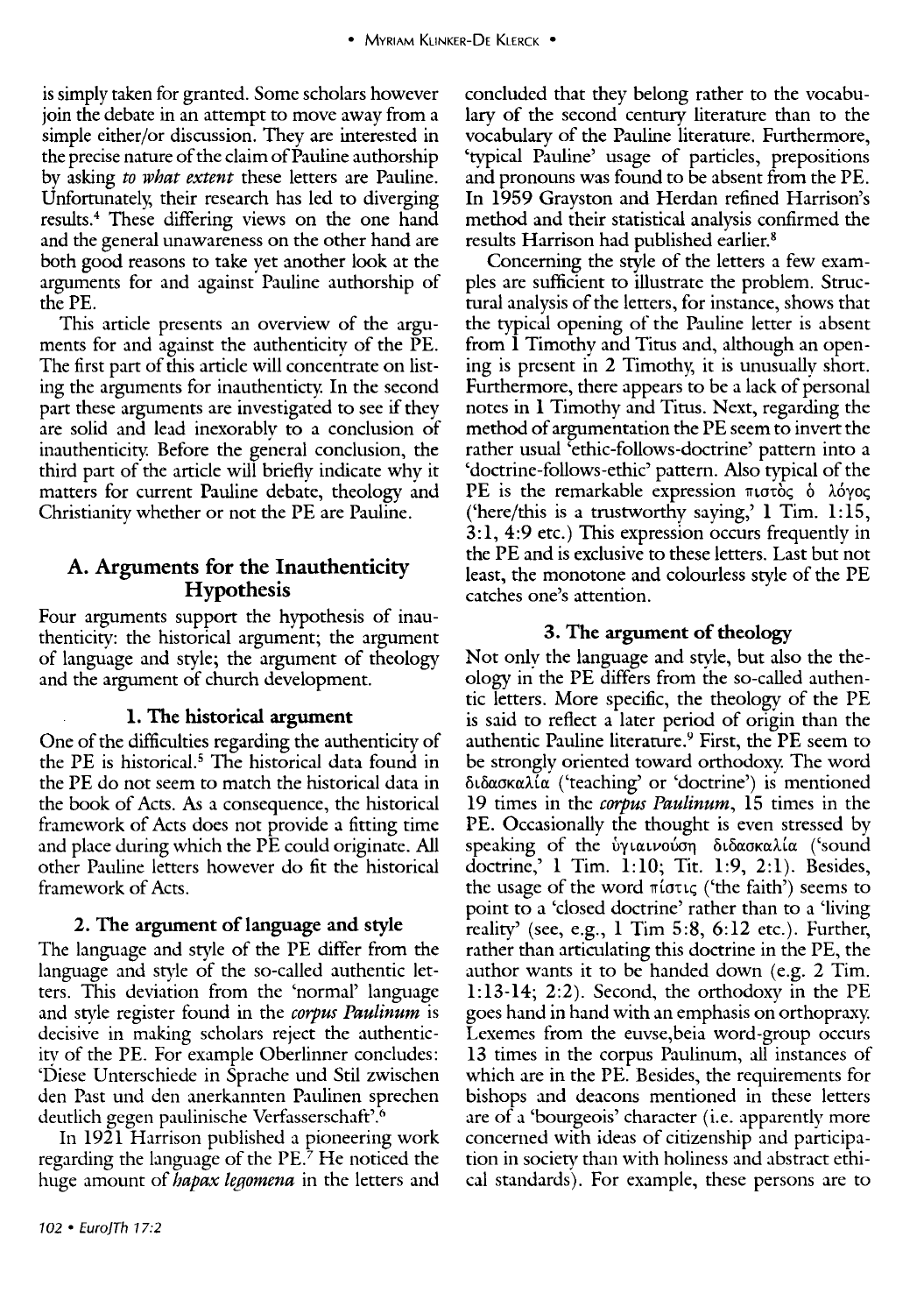is simply taken for granted. Some scholars however join the debate in an attempt to move away from a simple either/or discussion. They are interested in the precise nature of the claim of Pauline authorship by asking *to what extent* these letters are Pauline. Unfortunately, their research has led to diverging results.[4] These differing views on the one hand and the general unawareness on the other hand are both good reasons to take yet another look at the arguments for and against Pauline authorship of the PE.

This article presents an overview of the arguments for and against the authenticity of the PE. The first part of this article will concentrate on listing the arguments for inauthenticity. In the second part these arguments are investigated to see if they are solid and lead inexorably to a conclusion of inauthenticity. Before the general conclusion, the third part of the article will briefly indicate why it matters for current Pauline debate, theology and Christianity whether or not the PE are Pauline.

## A. Arguments for the Inauthenticity Hypothesis

Four arguments support the hypothesis of inauthenticity: the historical argument; the argument of language and style; the argument of theology and the argument of church development.

### 1. The historical argument

One of the difficulties regarding the authenticity of the PE is historical.[5] The historical data found in the PE do not seem to match the historical data in the book of Acts. As a consequence, the historical framework of Acts does not provide a fitting time and place during which the PE could originate. All other Pauline letters however do fit the historical framework of Acts.

### 2. The argument of language and style

The language and style of the PE differ from the language and style of the so-called authentic letters. This deviation from the 'normal' language and style register found in the *corpus Paulinum* is decisive in making scholars reject the authenticity of the PE. For example Oberlinner concludes: 'Diese Unterschiede in Sprache und Stil zwischen den Past und den anerkannten Paulinen sprechen deutlich gegen paulinische Verfasserschaft'.[6]

In 1921 Harrison published a pioneering work regarding the language of the PE.[7] He noticed the huge amount of *hapax legomena* in the letters and concluded that they belong rather to the vocabulary of the second century literature than to the vocabulary of the Pauline literature. Furthermore, 'typical Pauline' usage of particles, prepositions and pronouns was found to be absent from the PE. In 1959 Grayston and Herdan refined Harrison's method and their statistical analysis confirmed the results Harrison had published earlier.[8]

Concerning the style of the letters a few examples are sufficient to illustrate the problem. Structural analysis of the letters, for instance, shows that the typical opening of the Pauline letter is absent from 1 Timothy and Titus and, although an opening is present in 2 Timothy, it is unusually short. Furthermore, there appears to be a lack of personal notes in 1 Timothy and Titus. Next, regarding the method of argumentation the PE seem to invert the rather usual 'ethic-follows-doctrine' pattern into a 'doctrine-follows-ethic' pattern. Also typical of the PE is the remarkable expression πιστὸς ὁ λόγος ('here/this is a trustworthy saying,' 1 Tim. 1:15, 3:1, 4:9 etc.) This expression occurs frequently in the PE and is exclusive to these letters. Last but not least, the monotone and colourless style of the PE catches one's attention.

### 3. The argument of theology

Not only the language and style, but also the theology in the PE differs from the so-called authentic letters. More specific, the theology of the PE is said to reflect a later period of origin than the authentic Pauline literature.[9] First, the PE seem to be strongly oriented toward orthodoxy. The word διδασκαλία ('teaching' or 'doctrine') is mentioned 19 times in the *corpus Paulinum*, 15 times in the PE. Occasionally the thought is even stressed by speaking of the ὑγιαινούσῃ διδασκαλίᾳ ('sound doctrine,' 1 Tim. 1:10; Tit. 1:9, 2:1). Besides, the usage of the word πίστις ('the faith') seems to point to a 'closed doctrine' rather than to a 'living reality' (see, e.g., 1 Tim 5:8, 6:12 etc.). Further, rather than articulating this doctrine in the PE, the author wants it to be handed down (e.g. 2 Tim. 1:13-14; 2:2). Second, the orthodoxy in the PE goes hand in hand with an emphasis on orthopraxy. Lexemes from the euvse,beia word-group occurs 13 times in the corpus Paulinum, all instances of which are in the PE. Besides, the requirements for bishops and deacons mentioned in these letters are of a 'bourgeois' character (i.e. apparently more concerned with ideas of citizenship and participation in society than with holiness and abstract ethical standards). For example, these persons are to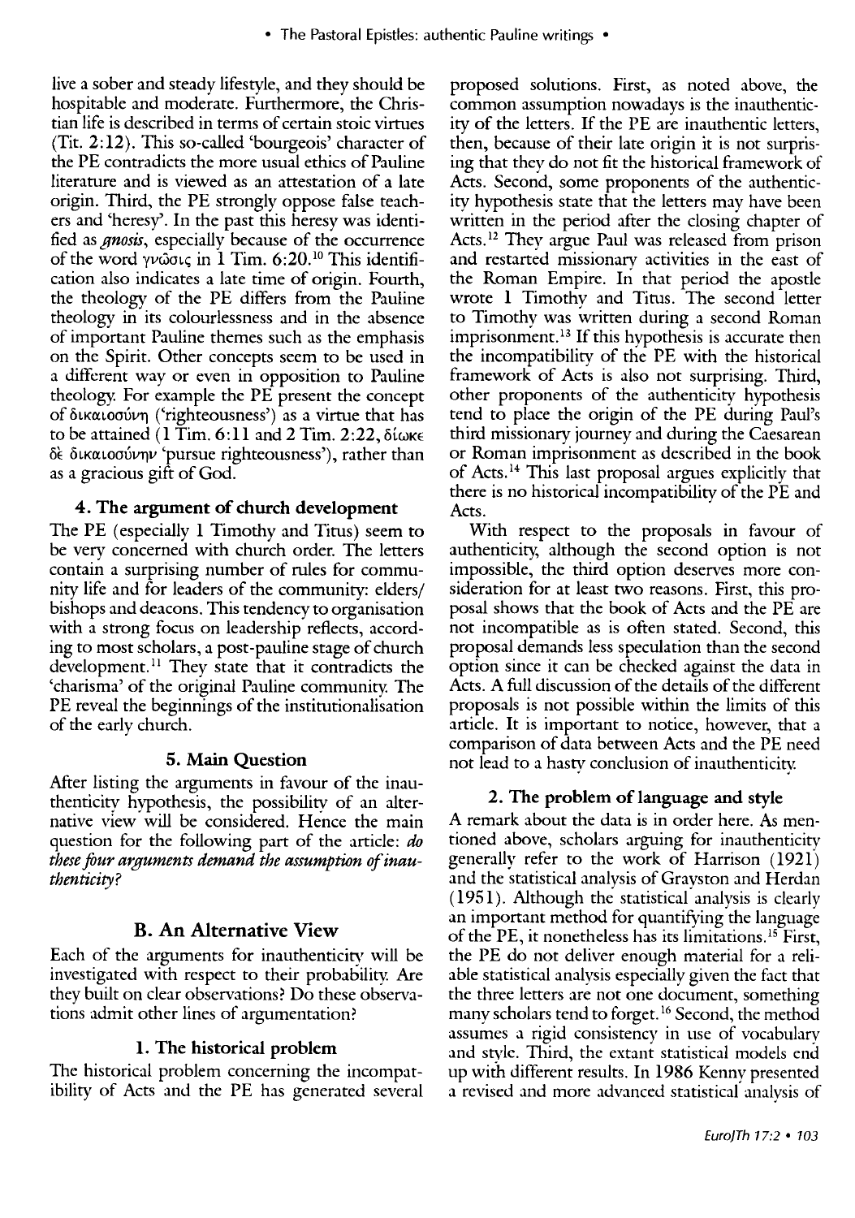live a sober and steady lifestyle, and they should be hospitable and moderate. Furthermore, the Christian life is described in terms of certain stoic virtues (Tit. 2:12). This so-called 'bourgeois' character of the PE contradicts the more usual ethics of Pauline literature and is viewed as an attestation of a late origin. Third, the PE strongly oppose false teachers and 'heresy'. In the past this heresy was identified as *gnosis*, especially because of the occurrence of the word γνῶσις in 1 Tim. 6:20.[10] This identification also indicates a late time of origin. Fourth, the theology of the PE differs from the Pauline theology in its colourlessness and in the absence of important Pauline themes such as the emphasis on the Spirit. Other concepts seem to be used in a different way or even in opposition to Pauline theology. For example the PE present the concept of δικαιοσύνη ('righteousness') as a virtue that has to be attained (1 Tim. 6:11 and 2 Tim. 2:22, δίωκε δὲ δικαιοσύνην 'pursue righteousness'), rather than as a gracious gift of God.

### 4. The argument of church development

The PE (especially 1 Timothy and Titus) seem to be very concerned with church order. The letters contain a surprising number of rules for community life and for leaders of the community: elders/bishops and deacons. This tendency to organisation with a strong focus on leadership reflects, according to most scholars, a post-pauline stage of church development.[11] They state that it contradicts the 'charisma' of the original Pauline community. The PE reveal the beginnings of the institutionalisation of the early church.

### 5. Main Question

After listing the arguments in favour of the inauthenticity hypothesis, the possibility of an alternative view will be considered. Hence the main question for the following part of the article: ***do these four arguments demand the assumption of inauthenticity?***

## B. An Alternative View

Each of the arguments for inauthenticity will be investigated with respect to their probability. Are they built on clear observations? Do these observations admit other lines of argumentation?

### 1. The historical problem

The historical problem concerning the incompatibility of Acts and the PE has generated several proposed solutions. First, as noted above, the common assumption nowadays is the inauthenticity of the letters. If the PE are inauthentic letters, then, because of their late origin it is not surprising that they do not fit the historical framework of Acts. Second, some proponents of the authenticity hypothesis state that the letters may have been written in the period after the closing chapter of Acts.[12] They argue Paul was released from prison and restarted missionary activities in the east of the Roman Empire. In that period the apostle wrote 1 Timothy and Titus. The second letter to Timothy was written during a second Roman imprisonment.[13] If this hypothesis is accurate then the incompatibility of the PE with the historical framework of Acts is also not surprising. Third, other proponents of the authenticity hypothesis tend to place the origin of the PE during Paul's third missionary journey and during the Caesarean or Roman imprisonment as described in the book of Acts.[14] This last proposal argues explicitly that there is no historical incompatibility of the PE and Acts.

With respect to the proposals in favour of authenticity, although the second option is not impossible, the third option deserves more consideration for at least two reasons. First, this proposal shows that the book of Acts and the PE are not incompatible as is often stated. Second, this proposal demands less speculation than the second option since it can be checked against the data in Acts. A full discussion of the details of the different proposals is not possible within the limits of this article. It is important to notice, however, that a comparison of data between Acts and the PE need not lead to a hasty conclusion of inauthenticity.

### 2. The problem of language and style

A remark about the data is in order here. As mentioned above, scholars arguing for inauthenticity generally refer to the work of Harrison (1921) and the statistical analysis of Grayston and Herdan (1951). Although the statistical analysis is clearly an important method for quantifying the language of the PE, it nonetheless has its limitations.[15] First, the PE do not deliver enough material for a reliable statistical analysis especially given the fact that the three letters are not one document, something many scholars tend to forget.[16] Second, the method assumes a rigid consistency in use of vocabulary and style. Third, the extant statistical models end up with different results. In 1986 Kenny presented a revised and more advanced statistical analysis of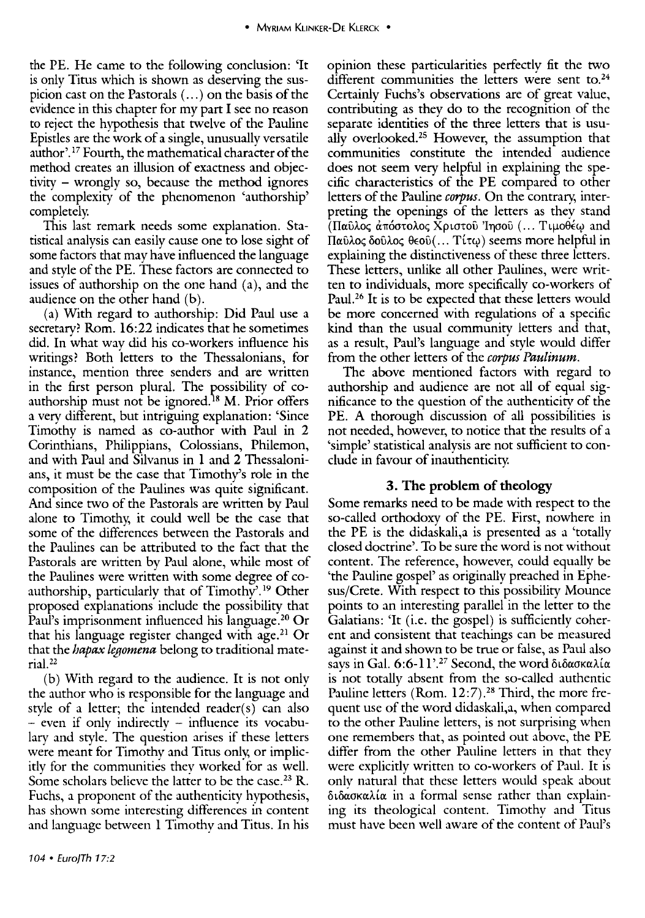the PE. He came to the following conclusion: 'It is only Titus which is shown as deserving the suspicion cast on the Pastorals (...) on the basis of the evidence in this chapter for my part I see no reason to reject the hypothesis that twelve of the Pauline Epistles are the work of a single, unusually versatile author'.[17] Fourth, the mathematical character of the method creates an illusion of exactness and objectivity – wrongly so, because the method ignores the complexity of the phenomenon 'authorship' completely.

This last remark needs some explanation. Statistical analysis can easily cause one to lose sight of some factors that may have influenced the language and style of the PE. These factors are connected to issues of authorship on the one hand (a), and the audience on the other hand (b).

(a) With regard to authorship: Did Paul use a secretary? Rom. 16:22 indicates that he sometimes did. In what way did his co-workers influence his writings? Both letters to the Thessalonians, for instance, mention three senders and are written in the first person plural. The possibility of co-authorship must not be ignored.[18] M. Prior offers a very different, but intriguing explanation: 'Since Timothy is named as co-author with Paul in 2 Corinthians, Philippians, Colossians, Philemon, and with Paul and Silvanus in 1 and 2 Thessalonians, it must be the case that Timothy's role in the composition of the Paulines was quite significant. And since two of the Pastorals are written by Paul alone to Timothy, it could well be the case that some of the differences between the Pastorals and the Paulines can be attributed to the fact that the Pastorals are written by Paul alone, while most of the Paulines were written with some degree of co-authorship, particularly that of Timothy'.[19] Other proposed explanations include the possibility that Paul's imprisonment influenced his language.[20] Or that his language register changed with age.[21] Or that the *hapax legomena* belong to traditional material.[22]

(b) With regard to the audience. It is not only the author who is responsible for the language and style of a letter; the intended reader(s) can also – even if only indirectly – influence its vocabulary and style. The question arises if these letters were meant for Timothy and Titus only, or implicitly for the communities they worked for as well. Some scholars believe the latter to be the case.[23] R. Fuchs, a proponent of the authenticity hypothesis, has shown some interesting differences in content and language between 1 Timothy and Titus. In his opinion these particularities perfectly fit the two different communities the letters were sent to.[24] Certainly Fuchs's observations are of great value, contributing as they do to the recognition of the separate identities of the three letters that is usually overlooked.[25] However, the assumption that communities constitute the intended audience does not seem very helpful in explaining the specific characteristics of the PE compared to other letters of the Pauline *corpus*. On the contrary, interpreting the openings of the letters as they stand (Παῦλος ἀπόστολος Χριστοῦ Ἰησοῦ (... Τιμοθέῳ and Παῦλος δοῦλος θεοῦ(... Τίτῳ) seems more helpful in explaining the distinctiveness of these three letters. These letters, unlike all other Paulines, were written to individuals, more specifically co-workers of Paul.[26] It is to be expected that these letters would be more concerned with regulations of a specific kind than the usual community letters and that, as a result, Paul's language and style would differ from the other letters of the *corpus Paulinum*.

The above mentioned factors with regard to authorship and audience are not all of equal significance to the question of the authenticity of the PE. A thorough discussion of all possibilities is not needed, however, to notice that the results of a 'simple' statistical analysis are not sufficient to conclude in favour of inauthenticity.

### 3. The problem of theology

Some remarks need to be made with respect to the so-called orthodoxy of the PE. First, nowhere in the PE is the didaskali,a is presented as a 'totally closed doctrine'. To be sure the word is not without content. The reference, however, could equally be 'the Pauline gospel' as originally preached in Ephesus/Crete. With respect to this possibility Mounce points to an interesting parallel in the letter to the Galatians: 'It (i.e. the gospel) is sufficiently coherent and consistent that teachings can be measured against it and shown to be true or false, as Paul also says in Gal. 6:6-11'.[27] Second, the word διδασκαλία is not totally absent from the so-called authentic Pauline letters (Rom. 12:7).[28] Third, the more frequent use of the word didaskali,a, when compared to the other Pauline letters, is not surprising when one remembers that, as pointed out above, the PE differ from the other Pauline letters in that they were explicitly written to co-workers of Paul. It is only natural that these letters would speak about διδασκαλία in a formal sense rather than explaining its theological content. Timothy and Titus must have been well aware of the content of Paul's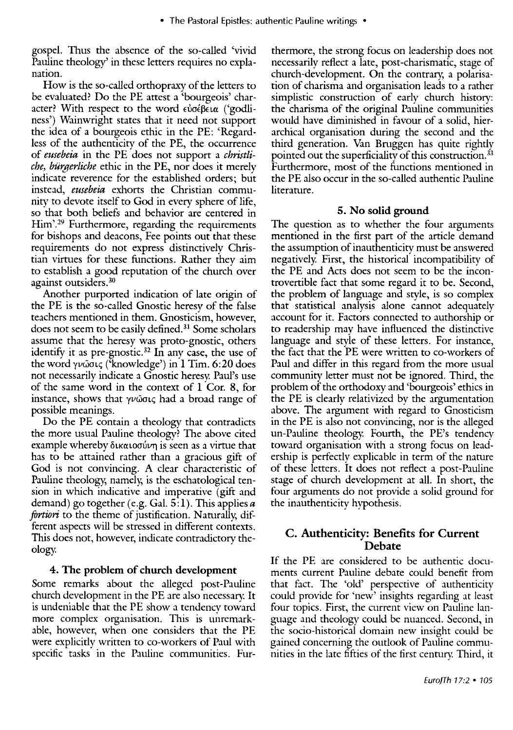gospel. Thus the absence of the so-called 'vivid Pauline theology' in these letters requires no explanation.

How is the so-called orthopraxy of the letters to be evaluated? Do the PE attest a 'bourgeois' character? With respect to the word εὐσέβεια ('godliness') Wainwright states that it need not support the idea of a bourgeois ethic in the PE: 'Regardless of the authenticity of the PE, the occurrence of *eusebeia* in the PE does not support a *christliche, bürgerliche* ethic in the PE, nor does it merely indicate reverence for the established orders; but instead, *eusebeia* exhorts the Christian community to devote itself to God in every sphere of life, so that both beliefs and behavior are centered in Him'.[29] Furthermore, regarding the requirements for bishops and deacons, Fee points out that these requirements do not express distinctively Christian virtues for these functions. Rather they aim to establish a good reputation of the church over against outsiders.[30]

Another purported indication of late origin of the PE is the so-called Gnostic heresy of the false teachers mentioned in them. Gnosticism, however, does not seem to be easily defined.[31] Some scholars assume that the heresy was proto-gnostic, others identify it as pre-gnostic.[32] In any case, the use of the word γνῶσις ('knowledge') in 1 Tim. 6:20 does not necessarily indicate a Gnostic heresy. Paul's use of the same word in the context of 1 Cor. 8, for instance, shows that γνῶσις had a broad range of possible meanings.

Do the PE contain a theology that contradicts the more usual Pauline theology? The above cited example whereby δικαιοσύνη is seen as a virtue that has to be attained rather than a gracious gift of God is not convincing. A clear characteristic of Pauline theology, namely, is the eschatological tension in which indicative and imperative (gift and demand) go together (e.g. Gal. 5:1). This applies *a fortiori* to the theme of justification. Naturally, different aspects will be stressed in different contexts. This does not, however, indicate contradictory theology.

### 4. The problem of church development

Some remarks about the alleged post-Pauline church development in the PE are also necessary. It is undeniable that the PE show a tendency toward more complex organisation. This is unremarkable, however, when one considers that the PE were explicitly written to co-workers of Paul with specific tasks in the Pauline communities. Furthermore, the strong focus on leadership does not necessarily reflect a late, post-charismatic, stage of church-development. On the contrary, a polarisation of charisma and organisation leads to a rather simplistic construction of early church history: the charisma of the original Pauline communities would have diminished in favour of a solid, hierarchical organisation during the second and the third generation. Van Bruggen has quite rightly pointed out the superficiality of this construction.[33] Furthermore, most of the functions mentioned in the PE also occur in the so-called authentic Pauline literature.

### 5. No solid ground

The question as to whether the four arguments mentioned in the first part of the article demand the assumption of inauthenticity must be answered negatively. First, the historical incompatibility of the PE and Acts does not seem to be the incontrovertible fact that some regard it to be. Second, the problem of language and style, is so complex that statistical analysis alone cannot adequately account for it. Factors connected to authorship or to readership may have influenced the distinctive language and style of these letters. For instance, the fact that the PE were written to co-workers of Paul and differ in this regard from the more usual community letter must not be ignored. Third, the problem of the orthodoxy and 'bourgeois' ethics in the PE is clearly relativized by the argumentation above. The argument with regard to Gnosticism in the PE is also not convincing, nor is the alleged un-Pauline theology. Fourth, the PE's tendency toward organisation with a strong focus on leadership is perfectly explicable in term of the nature of these letters. It does not reflect a post-Pauline stage of church development at all. In short, the four arguments do not provide a solid ground for the inauthenticity hypothesis.

## C. Authenticity: Benefits for Current Debate

If the PE are considered to be authentic documents current Pauline debate could benefit from that fact. The 'old' perspective of authenticity could provide for 'new' insights regarding at least four topics. First, the current view on Pauline language and theology could be nuanced. Second, in the socio-historical domain new insight could be gained concerning the outlook of Pauline communities in the late fifties of the first century. Third, it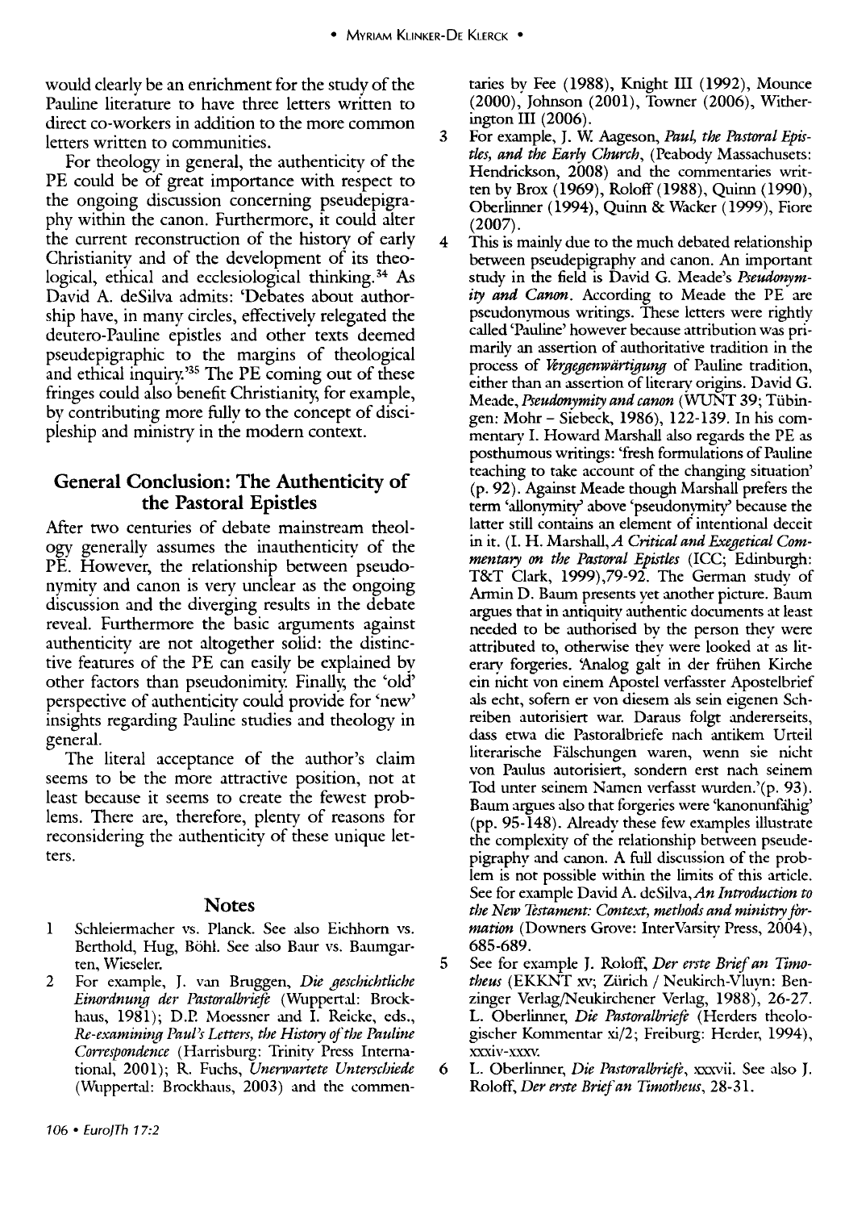would clearly be an enrichment for the study of the Pauline literature to have three letters written to direct co-workers in addition to the more common letters written to communities.

For theology in general, the authenticity of the PE could be of great importance with respect to the ongoing discussion concerning pseudepigraphy within the canon. Furthermore, it could alter the current reconstruction of the history of early Christianity and of the development of its theological, ethical and ecclesiological thinking.[34] As David A. deSilva admits: 'Debates about authorship have, in many circles, effectively relegated the deutero-Pauline epistles and other texts deemed pseudepigraphic to the margins of theological and ethical inquiry.'[35] The PE coming out of these fringes could also benefit Christianity, for example, by contributing more fully to the concept of discipleship and ministry in the modern context.

## General Conclusion: The Authenticity of the Pastoral Epistles

After two centuries of debate mainstream theology generally assumes the inauthenticity of the PE. However, the relationship between pseudonymity and canon is very unclear as the ongoing discussion and the diverging results in the debate reveal. Furthermore the basic arguments against authenticity are not altogether solid: the distinctive features of the PE can easily be explained by other factors than pseudonimity. Finally, the 'old' perspective of authenticity could provide for 'new' insights regarding Pauline studies and theology in general.

The literal acceptance of the author's claim seems to be the more attractive position, not at least because it seems to create the fewest problems. There are, therefore, plenty of reasons for reconsidering the authenticity of these unique letters.

### Notes

1. Schleiermacher vs. Planck. See also Eichhorn vs. Berthold, Hug, Böhl. See also Baur vs. Baumgarten, Wieseler.
2. For example, J. van Bruggen, *Die geschichtliche Einordnung der Pastoralbriefe* (Wuppertal: Brockhaus, 1981); D.P. Moessner and I. Reicke, eds., *Re-examining Paul's Letters, the History of the Pauline Correspondence* (Harrisburg: Trinity Press International, 2001); R. Fuchs, *Unerwartete Unterschiede* (Wuppertal: Brockhaus, 2003) and the commentaries by Fee (1988), Knight III (1992), Mounce (2000), Johnson (2001), Towner (2006), Witherington III (2006).
3. For example, J. W. Aageson, *Paul, the Pastoral Epistles, and the Early Church*, (Peabody Massachusets: Hendrickson, 2008) and the commentaries written by Brox (1969), Roloff (1988), Quinn (1990), Oberlinner (1994), Quinn & Wacker (1999), Fiore (2007).
4. This is mainly due to the much debated relationship between pseudepigraphy and canon. An important study in the field is David G. Meade's *Pseudonymity and Canon*. According to Meade the PE are pseudonymous writings. These letters were rightly called 'Pauline' however because attribution was primarily an assertion of authoritative tradition in the process of *Vergegenwärtigung* of Pauline tradition, either than an assertion of literary origins. David G. Meade, *Pseudonymity and canon* (WUNT 39; Tübingen: Mohr – Siebeck, 1986), 122-139. In his commentary I. Howard Marshall also regards the PE as posthumous writings: 'fresh formulations of Pauline teaching to take account of the changing situation' (p. 92). Against Meade though Marshall prefers the term 'allonymity' above 'pseudonymity' because the latter still contains an element of intentional deceit in it. (I. H. Marshall, *A Critical and Exegetical Commentary on the Pastoral Epistles* (ICC; Edinburgh: T&T Clark, 1999),79-92. The German study of Armin D. Baum presents yet another picture. Baum argues that in antiquity authentic documents at least needed to be authorised by the person they were attributed to, otherwise they were looked at as literary forgeries. 'Analog galt in der frühen Kirche ein nicht von einem Apostel verfasster Apostelbrief als echt, sofern er von diesem als sein eigenen Schreiben autorisiert war. Daraus folgt andererseits, dass etwa die Pastoralbriefe nach antikem Urteil literarische Fälschungen waren, wenn sie nicht von Paulus autorisiert, sondern erst nach seinem Tod unter seinem Namen verfasst wurden.'(p. 93). Baum argues also that forgeries were 'kanonunfähig' (pp. 95-148). Already these few examples illustrate the complexity of the relationship between pseudepigraphy and canon. A full discussion of the problem is not possible within the limits of this article. See for example David A. deSilva, *An Introduction to the New Testament: Context, methods and ministry formation* (Downers Grove: InterVarsity Press, 2004), 685-689.
5. See for example J. Roloff, *Der erste Brief an Timotheus* (EKKNT xv; Zürich / Neukirch-Vluyn: Benzinger Verlag/Neukirchener Verlag, 1988), 26-27. L. Oberlinner, *Die Pastoralbriefe* (Herders theologischer Kommentar xi/2; Freiburg: Herder, 1994), xxxiv-xxxv.
6. L. Oberlinner, *Die Pastoralbriefe*, xxxvii. See also J. Roloff, *Der erste Brief an Timotheus*, 28-31.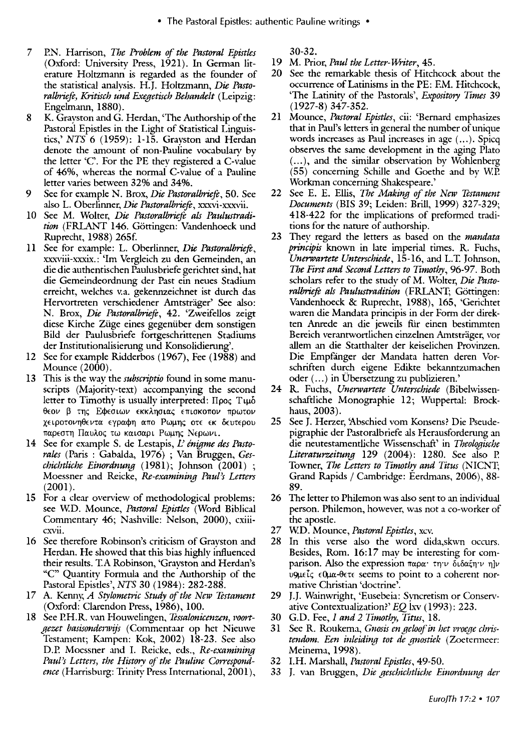7 P.N. Harrison, *The Problem of the Pastoral Epistles* (Oxford: University Press, 1921). In German literature Holtzmann is regarded as the founder of the statistical analysis. H.J. Holtzmann, *Die Pastoralbriefe, Kritisch und Exegetisch Behandelt* (Leipzig: Engelmann, 1880).

8 K. Grayston and G. Herdan, 'The Authorship of the Pastoral Epistles in the Light of Statistical Linguistics,' *NTS* 6 (1959): 1-15. Grayston and Herdan denote the amount of non-Pauline vocabulary by the letter 'C'. For the PE they registered a C-value of 46%, whereas the normal C-value of a Pauline letter varies between 32% and 34%.

9 See for example N. Brox, *Die Pastoralbriefe*, 50. See also L. Oberlinner, *Die Pastoralbriefe*, xxxvi-xxxvii.

10 See M. Wolter, *Die Pastoralbriefe als Paulustradition* (FRLANT 146. Göttingen: Vandenhoeck und Ruprecht, 1988) 265f.

11 See for example: L. Oberlinner, *Die Pastoralbriefe*, xxxviii-xxxix.: 'Im Vergleich zu den Gemeinden, an die die authentischen Paulusbriefe gerichtet sind, hat die Gemeindeordnung der Past ein neues Stadium erreicht, welches v.a. gekennzeichnet ist durch das Hervortreten verschiedener Amtsträger' See also: N. Brox, *Die Pastoralbriefe*, 42. 'Zweifellos zeigt diese Kirche Züge eines gegenüber dem sonstigen Bild der Paulusbriefe fortgeschrittenen Stadiums der Institutionalisierung und Konsolidierung'.

12 See for example Ridderbos (1967), Fee (1988) and Mounce (2000).

13 This is the way the *subscriptio* found in some manuscripts (Majority-text) accompanying the second letter to Timothy is usually interpreted: Προς Τιμόθεον β της Εφεσιων εκκλησιας επισκοπον πρωτον χειροτονηθεντα εγραφη απο Ρωμης οτε εκ δευτερου παρεστη Παυλος τω καισαρι Ρωμης Νερωνι.

14 See for example S. de Lestapis, *L' énigme des Pastorales* (Paris : Gabalda, 1976) ; Van Bruggen, *Geschichtliche Einordnung* (1981); Johnson (2001) ; Moessner and Reicke, *Re-examining Paul's Letters* (2001).

15 For a clear overview of methodological problems: see W.D. Mounce, *Pastoral Epistles* (Word Biblical Commentary 46; Nashville: Nelson, 2000), cxiii-cxvii.

16 See therefore Robinson's criticism of Grayston and Herdan. He showed that this bias highly influenced their results. T.A Robinson, 'Grayston and Herdan's "C" Quantity Formula and the Authorship of the Pastoral Epistles', *NTS* 30 (1984): 282-288.

17 A. Kenny, *A Stylometric Study of the New Testament* (Oxford: Clarendon Press, 1986), 100.

18 See P.H.R. van Houwelingen, *Tessalonicenzen, voortgezet basisonderwijs* (Commentaar op het Nieuwe Testament; Kampen: Kok, 2002) 18-23. See also D.P. Moessner and I. Reicke, eds., *Re-examining Paul's Letters, the History of the Pauline Correspondence* (Harrisburg: Trinity Press International, 2001), 30-32.

19 M. Prior, *Paul the Letter-Writer*, 45.

20 See the remarkable thesis of Hitchcock about the occurrence of Latinisms in the PE: F.M. Hitchcock, 'The Latinity of the Pastorals', *Expository Times* 39 (1927-8) 347-352.

21 Mounce, *Pastoral Epistles*, cii: 'Bernard emphasizes that in Paul's letters in general the number of unique words increases as Paul increases in age (...). Spicq observes the same development in the aging Plato (...), and the similar observation by Wohlenberg (55) concerning Schille and Goethe and by W.P. Workman concerning Shakespeare.'

22 See E. E. Ellis, *The Making of the New Testament Documents* (BIS 39; Leiden: Brill, 1999) 327-329; 418-422 for the implications of preformed traditions for the nature of authorship.

23 They regard the letters as based on the *mandata principis* known in late imperial times. R. Fuchs, *Unerwartete Unterschiede*, 15-16, and L.T. Johnson, *The First and Second Letters to Timothy*, 96-97. Both scholars refer to the study of M. Wolter, *Die Pastoralbriefe als Paulustradition* (FRLANT; Göttingen: Vandenhoeck & Ruprecht, 1988), 165, 'Gerichtet waren die Mandata principis in der Form der direkten Anrede an die jeweils für einen bestimmten Bereich verantwortlichen einzelnen Amtsträger, vor allem an die Statthalter der keiselichen Provinzen. Die Empfänger der Mandata hatten deren Vorschriften durch eigene Edikte bekanntzumachen oder (...) in Übersetzung zu publizieren.'

24 R. Fuchs, *Unerwartete Unterschiede* (Bibelwissenschaftliche Monographie 12; Wuppertal: Brockhaus, 2003).

25 See J. Herzer, 'Abschied vom Konsens? Die Pseudepigraphie der Pastoralbriefe als Herausforderung an die neutestamentliche Wissenschaft' in *Theologische Literaturzeitung* 129 (2004): 1280. See also P. Towner, *The Letters to Timothy and Titus* (NICNT; Grand Rapids / Cambridge: Eerdmans, 2006), 88-89.

26 The letter to Philemon was also sent to an individual person. Philemon, however, was not a co-worker of the apostle.

27 W.D. Mounce, *Pastoral Epistles*, xcv.

28 In this verse also the word dida,skwn occurs. Besides, Rom. 16:17 may be interesting for comparison. Also the expression παρα· τη·ν διδαξη·ν η]ν υ9μεῖς εθμα-θετε seems to point to a coherent normative Christian 'doctrine'.

29 J.J. Wainwright, 'Eusebeia: Syncretism or Conservative Contextualization?' *EQ* lxv (1993): 223.

30 G.D. Fee, *1 and 2 Timothy, Titus*, 18.

31 See R. Roukema, *Gnosis en geloof in het vroege christendom. Een inleiding tot de gnostiek* (Zoetermeer: Meinema, 1998).

32 I.H. Marshall, *Pastoral Epistles*, 49-50.

33 J. van Bruggen, *Die geschichtliche Einordnung der*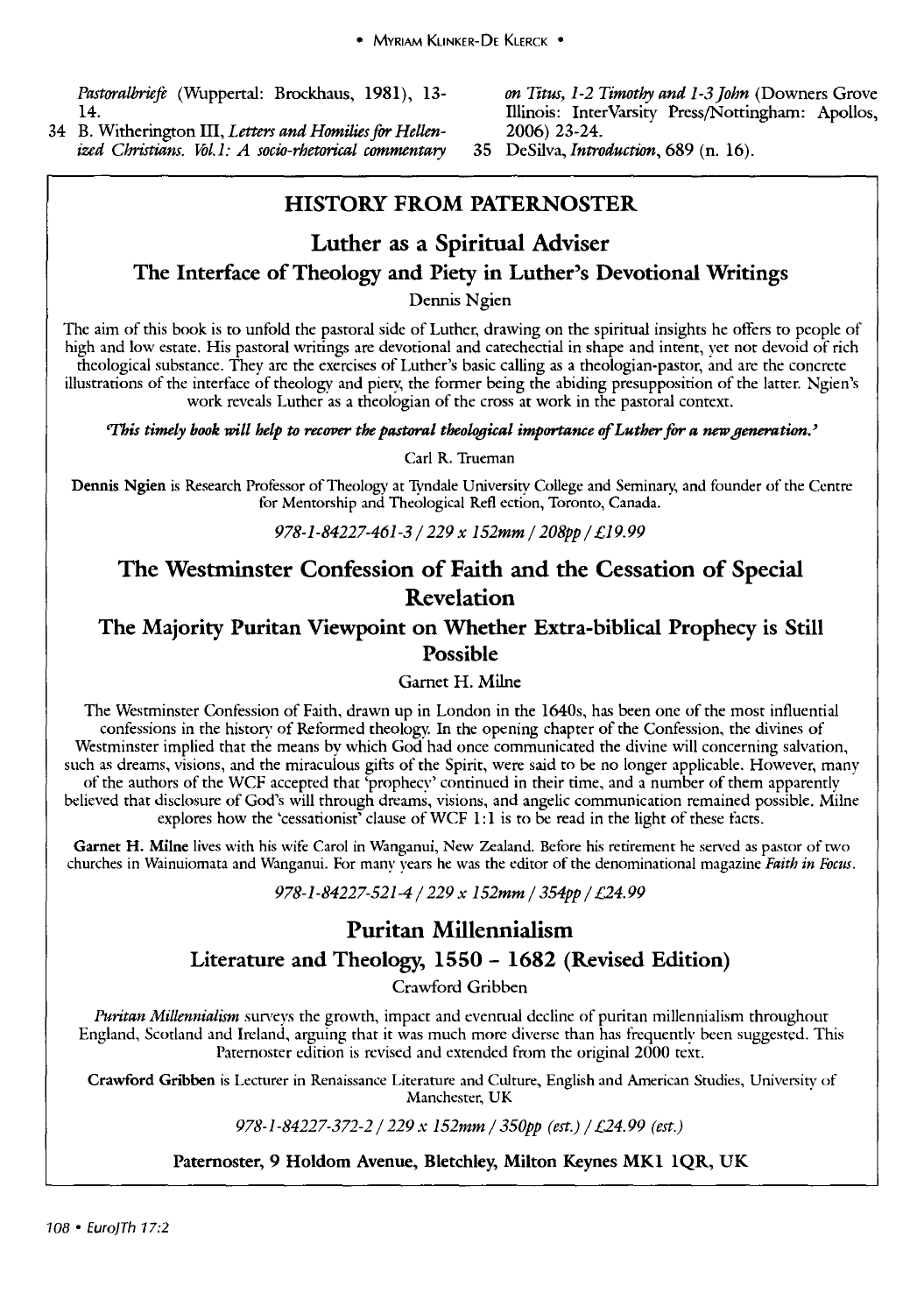*Pastoralbriefe* (Wuppertal: Brockhaus, 1981), 13-14.

34 B. Witherington III, *Letters and Homilies for Hellenized Christians. Vol.1: A socio-rhetorical commentary on Titus, 1-2 Timothy and 1-3 John* (Downers Grove Illinois: InterVarsity Press/Nottingham: Apollos, 2006) 23-24.

35 DeSilva, *Introduction*, 689 (n. 16).

## HISTORY FROM PATERNOSTER

### Luther as a Spiritual Adviser

#### The Interface of Theology and Piety in Luther's Devotional Writings

Dennis Ngien

The aim of this book is to unfold the pastoral side of Luther, drawing on the spiritual insights he offers to people of high and low estate. His pastoral writings are devotional and catechectial in shape and intent, yet not devoid of rich theological substance. They are the exercises of Luther's basic calling as a theologian-pastor, and are the concrete illustrations of the interface of theology and piety, the former being the abiding presupposition of the latter. Ngien's work reveals Luther as a theologian of the cross at work in the pastoral context.

***'This timely book will help to recover the pastoral theological importance of Luther for a new generation.'***

Carl R. Trueman

**Dennis Ngien** is Research Professor of Theology at Tyndale University College and Seminary, and founder of the Centre for Mentorship and Theological Refl ection, Toronto, Canada.

*978-1-84227-461-3 / 229 x 152mm / 208pp / £19.99*

### The Westminster Confession of Faith and the Cessation of Special Revelation

#### The Majority Puritan Viewpoint on Whether Extra-biblical Prophecy is Still Possible

Garnet H. Milne

The Westminster Confession of Faith, drawn up in London in the 1640s, has been one of the most influential confessions in the history of Reformed theology. In the opening chapter of the Confession, the divines of Westminster implied that the means by which God had once communicated the divine will concerning salvation, such as dreams, visions, and the miraculous gifts of the Spirit, were said to be no longer applicable. However, many of the authors of the WCF accepted that 'prophecy' continued in their time, and a number of them apparently believed that disclosure of God's will through dreams, visions, and angelic communication remained possible. Milne explores how the 'cessationist' clause of WCF 1:1 is to be read in the light of these facts.

**Garnet H. Milne** lives with his wife Carol in Wanganui, New Zealand. Before his retirement he served as pastor of two churches in Wainuiomata and Wanganui. For many years he was the editor of the denominational magazine *Faith in Focus*.

*978-1-84227-521-4 / 229 x 152mm / 354pp / £24.99*

### Puritan Millennialism

#### Literature and Theology, 1550 – 1682 (Revised Edition)

Crawford Gribben

*Puritan Millennialism* surveys the growth, impact and eventual decline of puritan millennialism throughout England, Scotland and Ireland, arguing that it was much more diverse than has frequently been suggested. This Paternoster edition is revised and extended from the original 2000 text.

**Crawford Gribben** is Lecturer in Renaissance Literature and Culture, English and American Studies, University of Manchester, UK

*978-1-84227-372-2 / 229 x 152mm / 350pp (est.) / £24.99 (est.)*

**Paternoster, 9 Holdom Avenue, Bletchley, Milton Keynes MK1 1QR, UK**